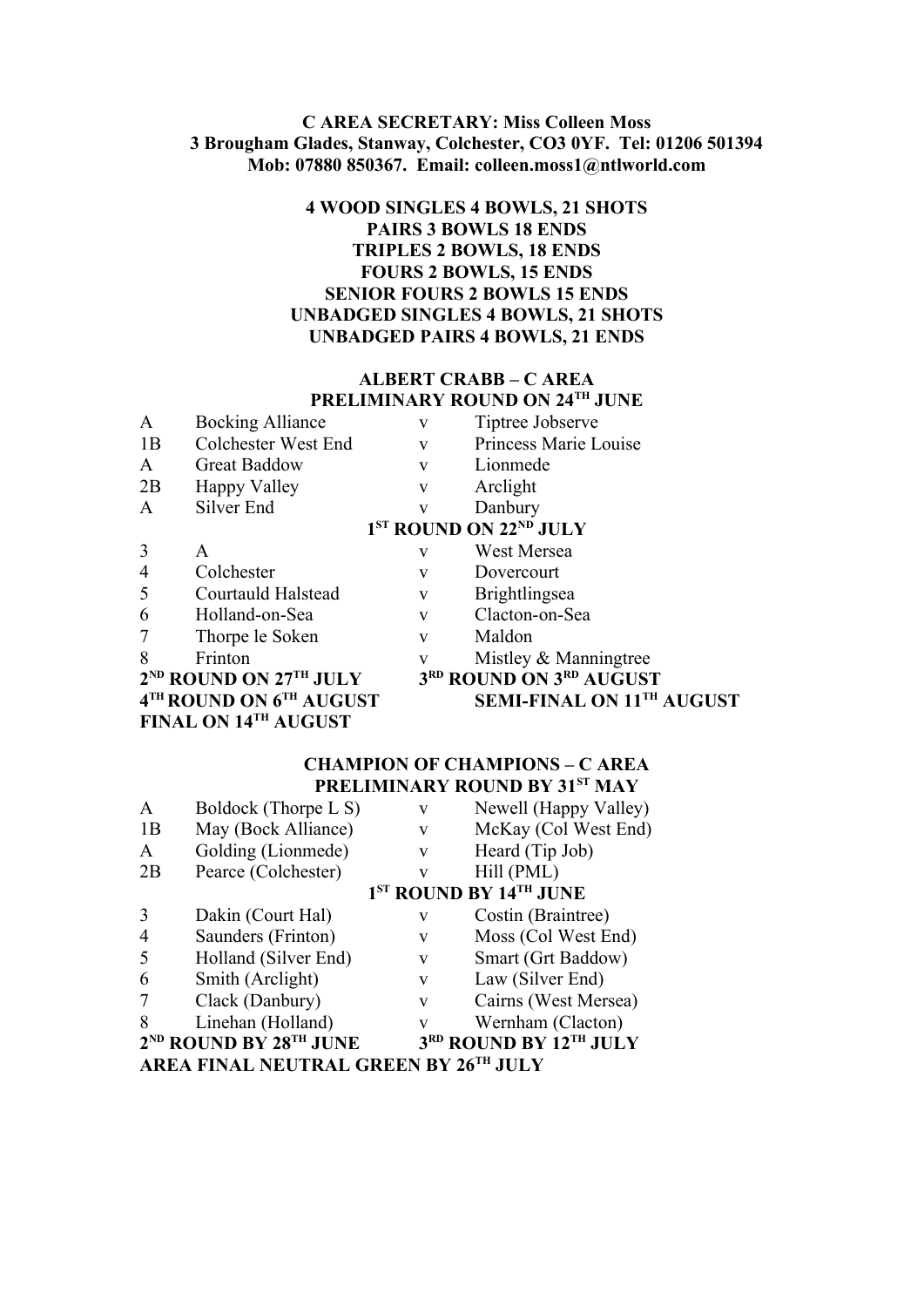**C AREA SECRETARY: Miss Colleen Moss**
**3 Brougham Glades, Stanway, Colchester, CO3 0YF. Tel: 01206 501394**
**Mob: 07880 850367. Email: colleen.moss1@ntlworld.com**

**4 WOOD SINGLES 4 BOWLS, 21 SHOTS**
**PAIRS 3 BOWLS 18 ENDS**
**TRIPLES 2 BOWLS, 18 ENDS**
**FOURS 2 BOWLS, 15 ENDS**
**SENIOR FOURS 2 BOWLS 15 ENDS**
**UNBADGED SINGLES 4 BOWLS, 21 SHOTS**
**UNBADGED PAIRS 4 BOWLS, 21 ENDS**

## ALBERT CRABB – C AREA

**PRELIMINARY ROUND ON 24TH JUNE**

| | | | |
|---|---|---|---|
| A | Bocking Alliance | v | Tiptree Jobserve |
| 1B | Colchester West End | v | Princess Marie Louise |
| A | Great Baddow | v | Lionmede |
| 2B | Happy Valley | v | Arclight |
| A | Silver End | v | Danbury |

**1ST ROUND ON 22ND JULY**

| | | | |
|---|---|---|---|
| 3 | A | v | West Mersea |
| 4 | Colchester | v | Dovercourt |
| 5 | Courtauld Halstead | v | Brightlingsea |
| 6 | Holland-on-Sea | v | Clacton-on-Sea |
| 7 | Thorpe le Soken | v | Maldon |
| 8 | Frinton | v | Mistley & Manningtree |

**2ND ROUND ON 27TH JULY** **3RD ROUND ON 3RD AUGUST**
**4TH ROUND ON 6TH AUGUST** **SEMI-FINAL ON 11TH AUGUST**
**FINAL ON 14TH AUGUST**

## CHAMPION OF CHAMPIONS – C AREA

**PRELIMINARY ROUND BY 31ST MAY**

| | | | |
|---|---|---|---|
| A | Boldock (Thorpe L S) | v | Newell (Happy Valley) |
| 1B | May (Bock Alliance) | v | McKay (Col West End) |
| A | Golding (Lionmede) | v | Heard (Tip Job) |
| 2B | Pearce (Colchester) | v | Hill (PML) |

**1ST ROUND BY 14TH JUNE**

| | | | |
|---|---|---|---|
| 3 | Dakin (Court Hal) | v | Costin (Braintree) |
| 4 | Saunders (Frinton) | v | Moss (Col West End) |
| 5 | Holland (Silver End) | v | Smart (Grt Baddow) |
| 6 | Smith (Arclight) | v | Law (Silver End) |
| 7 | Clack (Danbury) | v | Cairns (West Mersea) |
| 8 | Linehan (Holland) | v | Wernham (Clacton) |

**2ND ROUND BY 28TH JUNE** **3RD ROUND BY 12TH JULY**
**AREA FINAL NEUTRAL GREEN BY 26TH JULY**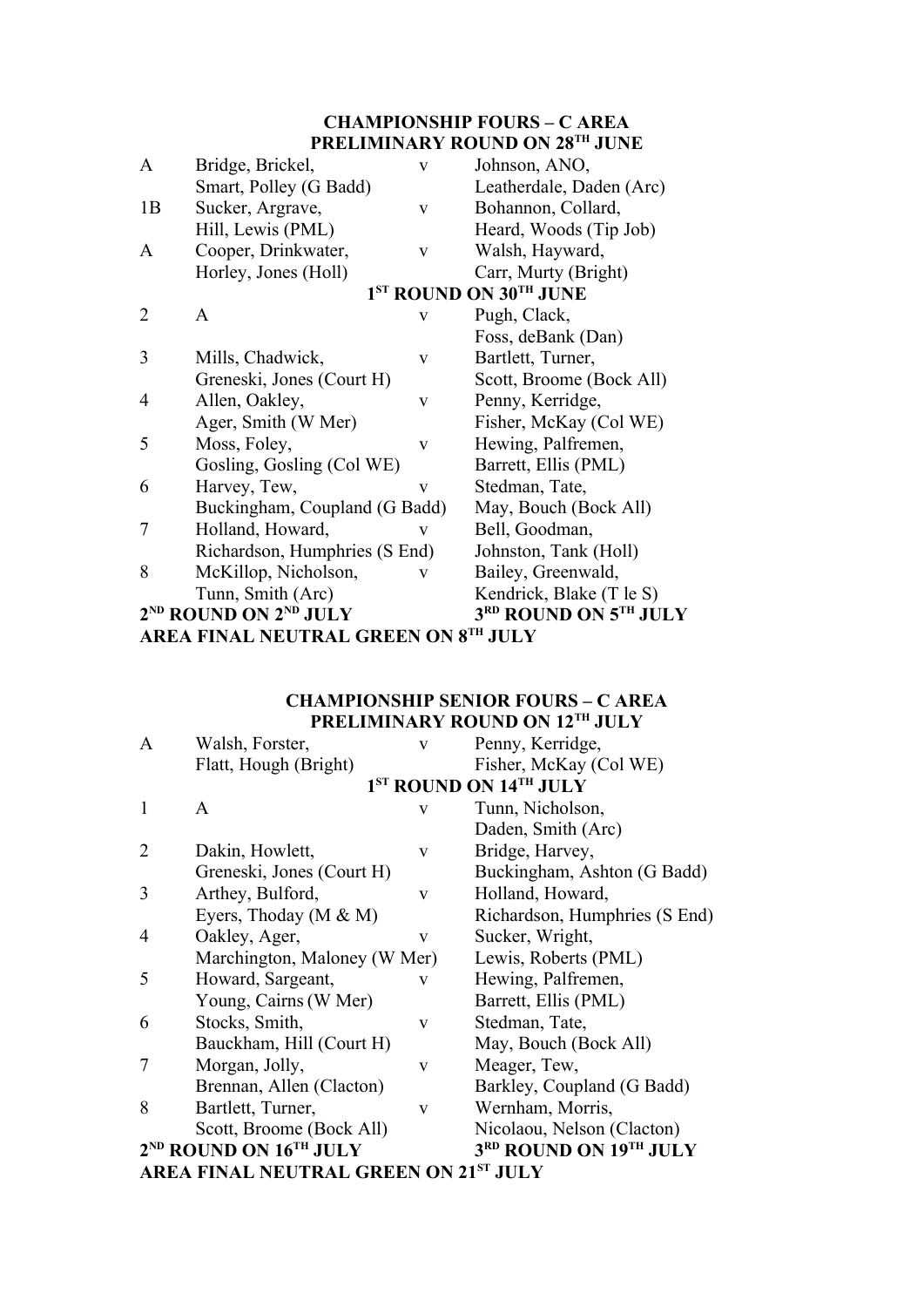## CHAMPIONSHIP FOURS – C AREA

### PRELIMINARY ROUND ON 28TH JUNE

| | | | |
|---|---|---|---|
| A | Bridge, Brickel, Smart, Polley (G Badd) | v | Johnson, ANO, Leatherdale, Daden (Arc) |
| 1B | Sucker, Argrave, Hill, Lewis (PML) | v | Bohannon, Collard, Heard, Woods (Tip Job) |
| A | Cooper, Drinkwater, Horley, Jones (Holl) | v | Walsh, Hayward, Carr, Murty (Bright) |

### 1ST ROUND ON 30TH JUNE

| | | | |
|---|---|---|---|
| 2 | A | v | Pugh, Clack, Foss, deBank (Dan) |
| 3 | Mills, Chadwick, Greneski, Jones (Court H) | v | Bartlett, Turner, Scott, Broome (Bock All) |
| 4 | Allen, Oakley, Ager, Smith (W Mer) | v | Penny, Kerridge, Fisher, McKay (Col WE) |
| 5 | Moss, Foley, Gosling, Gosling (Col WE) | v | Hewing, Palfremen, Barrett, Ellis (PML) |
| 6 | Harvey, Tew, Buckingham, Coupland (G Badd) | v | Stedman, Tate, May, Bouch (Bock All) |
| 7 | Holland, Howard, Richardson, Humphries (S End) | v | Bell, Goodman, Johnston, Tank (Holl) |
| 8 | McKillop, Nicholson, Tunn, Smith (Arc) | v | Bailey, Greenwald, Kendrick, Blake (T le S) |

**2ND ROUND ON 2ND JULY** **3RD ROUND ON 5TH JULY**

**AREA FINAL NEUTRAL GREEN ON 8TH JULY**

## CHAMPIONSHIP SENIOR FOURS – C AREA

### PRELIMINARY ROUND ON 12TH JULY

| | | | |
|---|---|---|---|
| A | Walsh, Forster, Flatt, Hough (Bright) | v | Penny, Kerridge, Fisher, McKay (Col WE) |

### 1ST ROUND ON 14TH JULY

| | | | |
|---|---|---|---|
| 1 | A | v | Tunn, Nicholson, Daden, Smith (Arc) |
| 2 | Dakin, Howlett, Greneski, Jones (Court H) | v | Bridge, Harvey, Buckingham, Ashton (G Badd) |
| 3 | Arthey, Bulford, Eyers, Thoday (M & M) | v | Holland, Howard, Richardson, Humphries (S End) |
| 4 | Oakley, Ager, Marchington, Maloney (W Mer) | v | Sucker, Wright, Lewis, Roberts (PML) |
| 5 | Howard, Sargeant, Young, Cairns (W Mer) | v | Hewing, Palfremen, Barrett, Ellis (PML) |
| 6 | Stocks, Smith, Bauckham, Hill (Court H) | v | Stedman, Tate, May, Bouch (Bock All) |
| 7 | Morgan, Jolly, Brennan, Allen (Clacton) | v | Meager, Tew, Barkley, Coupland (G Badd) |
| 8 | Bartlett, Turner, Scott, Broome (Bock All) | v | Wernham, Morris, Nicolaou, Nelson (Clacton) |

**2ND ROUND ON 16TH JULY** **3RD ROUND ON 19TH JULY**

**AREA FINAL NEUTRAL GREEN ON 21ST JULY**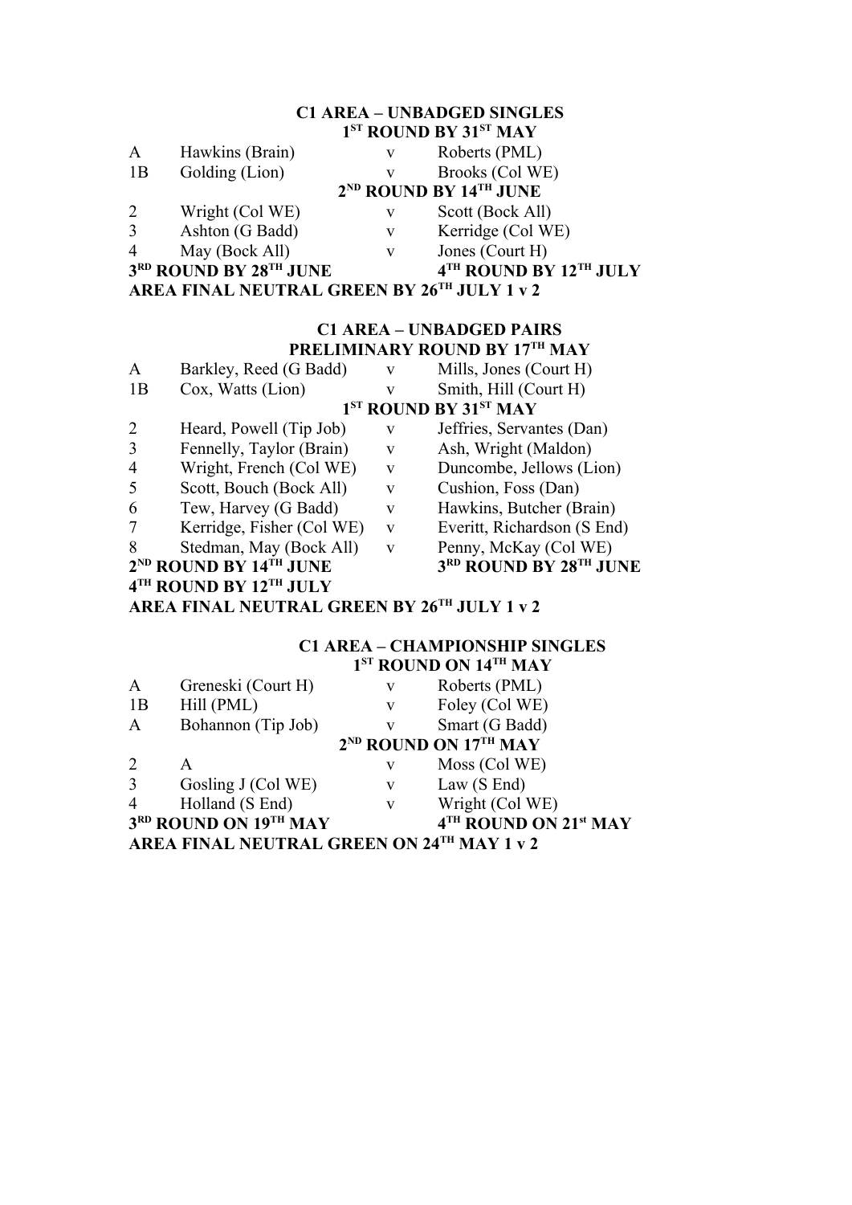## C1 AREA – UNBADGED SINGLES

**1ST ROUND BY 31ST MAY**

| | | | |
|---|---|---|---|
| A | Hawkins (Brain) | v | Roberts (PML) |
| 1B | Golding (Lion) | v | Brooks (Col WE) |

**2ND ROUND BY 14TH JUNE**

| | | | |
|---|---|---|---|
| 2 | Wright (Col WE) | v | Scott (Bock All) |
| 3 | Ashton (G Badd) | v | Kerridge (Col WE) |
| 4 | May (Bock All) | v | Jones (Court H) |

**3RD ROUND BY 28TH JUNE** **4TH ROUND BY 12TH JULY**

**AREA FINAL NEUTRAL GREEN BY 26TH JULY 1 v 2**

## C1 AREA – UNBADGED PAIRS

**PRELIMINARY ROUND BY 17TH MAY**

| | | | |
|---|---|---|---|
| A | Barkley, Reed (G Badd) | v | Mills, Jones (Court H) |
| 1B | Cox, Watts (Lion) | v | Smith, Hill (Court H) |

**1ST ROUND BY 31ST MAY**

| | | | |
|---|---|---|---|
| 2 | Heard, Powell (Tip Job) | v | Jeffries, Servantes (Dan) |
| 3 | Fennelly, Taylor (Brain) | v | Ash, Wright (Maldon) |
| 4 | Wright, French (Col WE) | v | Duncombe, Jellows (Lion) |
| 5 | Scott, Bouch (Bock All) | v | Cushion, Foss (Dan) |
| 6 | Tew, Harvey (G Badd) | v | Hawkins, Butcher (Brain) |
| 7 | Kerridge, Fisher (Col WE) | v | Everitt, Richardson (S End) |
| 8 | Stedman, May (Bock All) | v | Penny, McKay (Col WE) |

**2ND ROUND BY 14TH JUNE** **3RD ROUND BY 28TH JUNE**

**4TH ROUND BY 12TH JULY**

**AREA FINAL NEUTRAL GREEN BY 26TH JULY 1 v 2**

## C1 AREA – CHAMPIONSHIP SINGLES

**1ST ROUND ON 14TH MAY**

| | | | |
|---|---|---|---|
| A | Greneski (Court H) | v | Roberts (PML) |
| 1B | Hill (PML) | v | Foley (Col WE) |
| A | Bohannon (Tip Job) | v | Smart (G Badd) |

**2ND ROUND ON 17TH MAY**

| | | | |
|---|---|---|---|
| 2 | A | v | Moss (Col WE) |
| 3 | Gosling J (Col WE) | v | Law (S End) |
| 4 | Holland (S End) | v | Wright (Col WE) |

**3RD ROUND ON 19TH MAY** **4TH ROUND ON 21st MAY**

**AREA FINAL NEUTRAL GREEN ON 24TH MAY 1 v 2**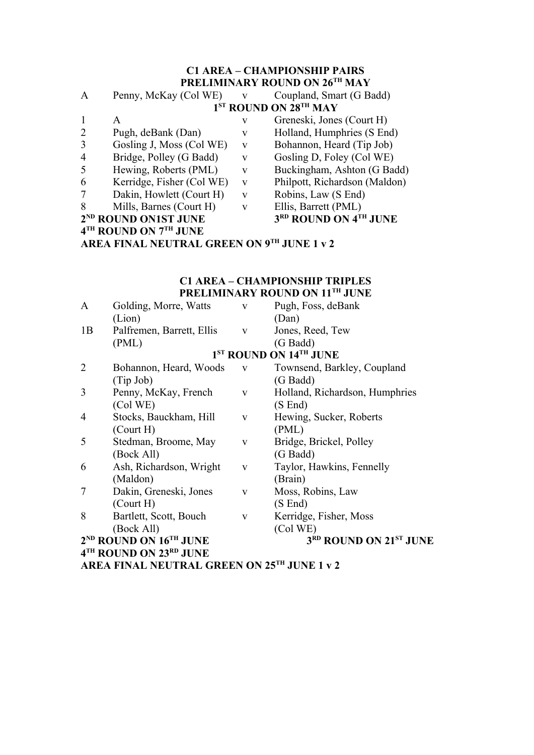## C1 AREA – CHAMPIONSHIP PAIRS

### PRELIMINARY ROUND ON 26TH MAY

| | | | |
|---|---|---|---|
| A | Penny, McKay (Col WE) | v | Coupland, Smart (G Badd) |

### 1ST ROUND ON 28TH MAY

| | | | |
|---|---|---|---|
| 1 | A | v | Greneski, Jones (Court H) |
| 2 | Pugh, deBank (Dan) | v | Holland, Humphries (S End) |
| 3 | Gosling J, Moss (Col WE) | v | Bohannon, Heard (Tip Job) |
| 4 | Bridge, Polley (G Badd) | v | Gosling D, Foley (Col WE) |
| 5 | Hewing, Roberts (PML) | v | Buckingham, Ashton (G Badd) |
| 6 | Kerridge, Fisher (Col WE) | v | Philpott, Richardson (Maldon) |
| 7 | Dakin, Howlett (Court H) | v | Robins, Law (S End) |
| 8 | Mills, Barnes (Court H) | v | Ellis, Barrett (PML) |

**2ND ROUND ON1ST JUNE** **3RD ROUND ON 4TH JUNE**

**4TH ROUND ON 7TH JUNE**

**AREA FINAL NEUTRAL GREEN ON 9TH JUNE 1 v 2**

## C1 AREA – CHAMPIONSHIP TRIPLES

### PRELIMINARY ROUND ON 11TH JUNE

| | | | |
|---|---|---|---|
| A | Golding, Morre, Watts (Lion) | v | Pugh, Foss, deBank (Dan) |
| 1B | Palfremen, Barrett, Ellis (PML) | v | Jones, Reed, Tew (G Badd) |

### 1ST ROUND ON 14TH JUNE

| | | | |
|---|---|---|---|
| 2 | Bohannon, Heard, Woods (Tip Job) | v | Townsend, Barkley, Coupland (G Badd) |
| 3 | Penny, McKay, French (Col WE) | v | Holland, Richardson, Humphries (S End) |
| 4 | Stocks, Bauckham, Hill (Court H) | v | Hewing, Sucker, Roberts (PML) |
| 5 | Stedman, Broome, May (Bock All) | v | Bridge, Brickel, Polley (G Badd) |
| 6 | Ash, Richardson, Wright (Maldon) | v | Taylor, Hawkins, Fennelly (Brain) |
| 7 | Dakin, Greneski, Jones (Court H) | v | Moss, Robins, Law (S End) |
| 8 | Bartlett, Scott, Bouch (Bock All) | v | Kerridge, Fisher, Moss (Col WE) |

**2ND ROUND ON 16TH JUNE** **3RD ROUND ON 21ST JUNE**

**4TH ROUND ON 23RD JUNE**

**AREA FINAL NEUTRAL GREEN ON 25TH JUNE 1 v 2**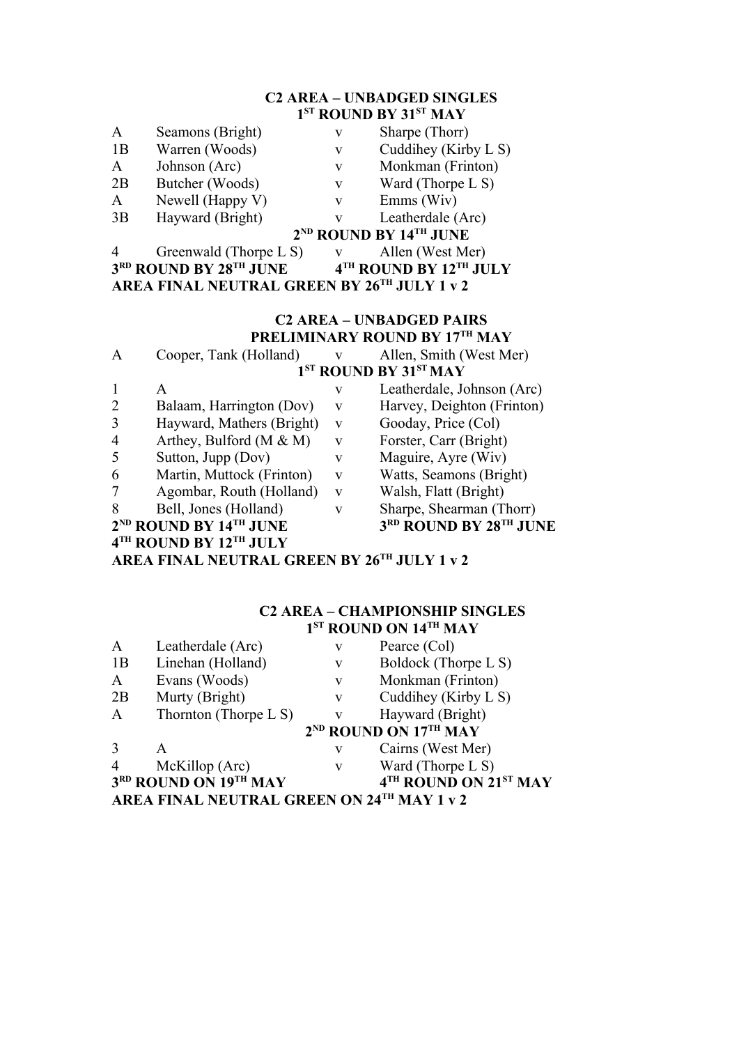## C2 AREA – UNBADGED SINGLES

### 1ST ROUND BY 31ST MAY

| | | | |
|---|---|---|---|
| A | Seamons (Bright) | v | Sharpe (Thorr) |
| 1B | Warren (Woods) | v | Cuddihey (Kirby L S) |
| A | Johnson (Arc) | v | Monkman (Frinton) |
| 2B | Butcher (Woods) | v | Ward (Thorpe L S) |
| A | Newell (Happy V) | v | Emms (Wiv) |
| 3B | Hayward (Bright) | v | Leatherdale (Arc) |

### 2ND ROUND BY 14TH JUNE

| | | | |
|---|---|---|---|
| 4 | Greenwald (Thorpe L S) | v | Allen (West Mer) |

**3RD ROUND BY 28TH JUNE** **4TH ROUND BY 12TH JULY**

**AREA FINAL NEUTRAL GREEN BY 26TH JULY 1 v 2**

## C2 AREA – UNBADGED PAIRS

### PRELIMINARY ROUND BY 17TH MAY

| | | | |
|---|---|---|---|
| A | Cooper, Tank (Holland) | v | Allen, Smith (West Mer) |

### 1ST ROUND BY 31ST MAY

| | | | |
|---|---|---|---|
| 1 | A | v | Leatherdale, Johnson (Arc) |
| 2 | Balaam, Harrington (Dov) | v | Harvey, Deighton (Frinton) |
| 3 | Hayward, Mathers (Bright) | v | Gooday, Price (Col) |
| 4 | Arthey, Bulford (M & M) | v | Forster, Carr (Bright) |
| 5 | Sutton, Jupp (Dov) | v | Maguire, Ayre (Wiv) |
| 6 | Martin, Muttock (Frinton) | v | Watts, Seamons (Bright) |
| 7 | Agombar, Routh (Holland) | v | Walsh, Flatt (Bright) |
| 8 | Bell, Jones (Holland) | v | Sharpe, Shearman (Thorr) |

**2ND ROUND BY 14TH JUNE** **3RD ROUND BY 28TH JUNE**

**4TH ROUND BY 12TH JULY**

**AREA FINAL NEUTRAL GREEN BY 26TH JULY 1 v 2**

## C2 AREA – CHAMPIONSHIP SINGLES

### 1ST ROUND ON 14TH MAY

| | | | |
|---|---|---|---|
| A | Leatherdale (Arc) | v | Pearce (Col) |
| 1B | Linehan (Holland) | v | Boldock (Thorpe L S) |
| A | Evans (Woods) | v | Monkman (Frinton) |
| 2B | Murty (Bright) | v | Cuddihey (Kirby L S) |
| A | Thornton (Thorpe L S) | v | Hayward (Bright) |

### 2ND ROUND ON 17TH MAY

| | | | |
|---|---|---|---|
| 3 | A | v | Cairns (West Mer) |
| 4 | McKillop (Arc) | v | Ward (Thorpe L S) |

**3RD ROUND ON 19TH MAY** **4TH ROUND ON 21ST MAY**

**AREA FINAL NEUTRAL GREEN ON 24TH MAY 1 v 2**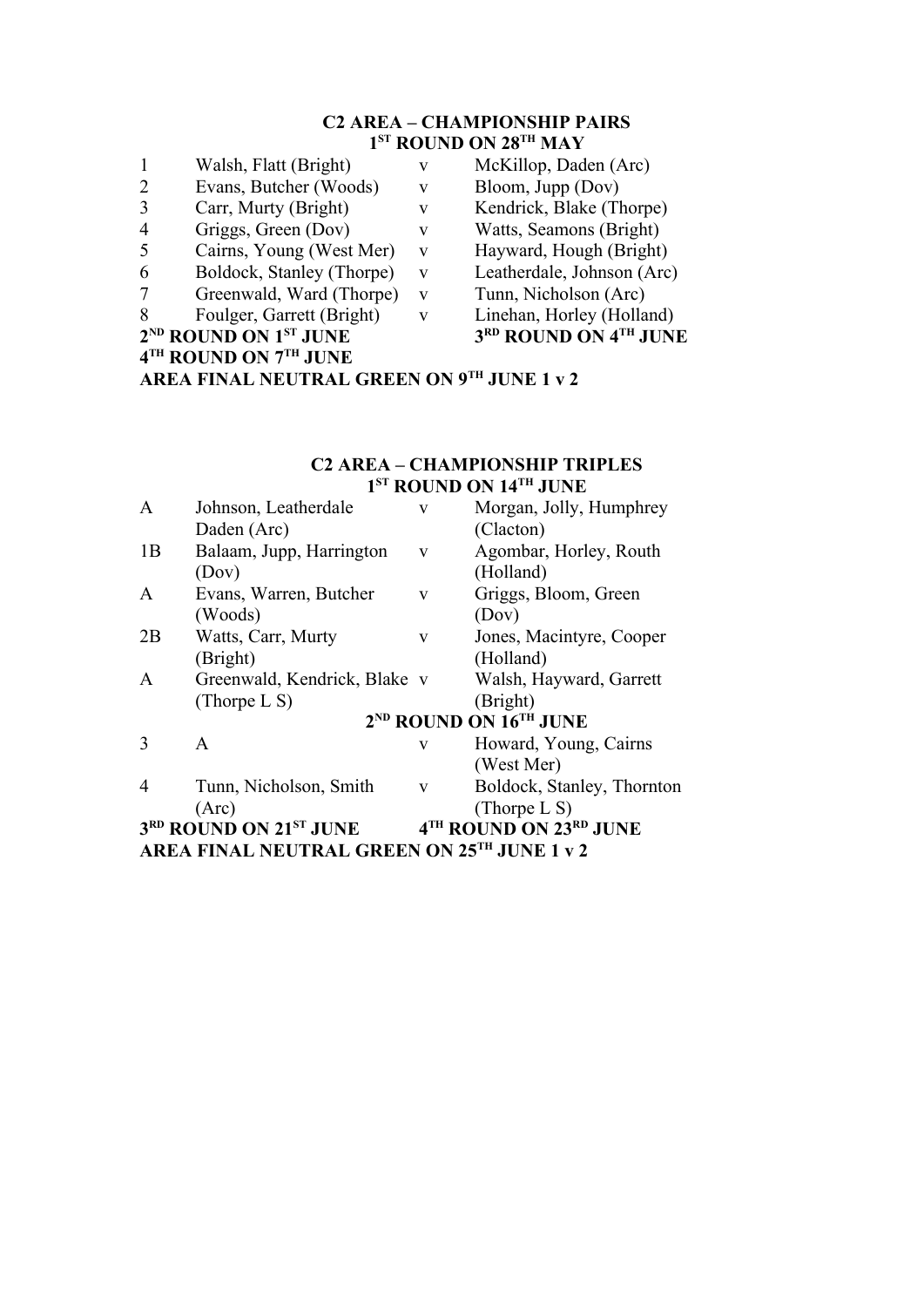## C2 AREA – CHAMPIONSHIP PAIRS

### 1ST ROUND ON 28TH MAY

| | | | |
|---|---|---|---|
| 1 | Walsh, Flatt (Bright) | v | McKillop, Daden (Arc) |
| 2 | Evans, Butcher (Woods) | v | Bloom, Jupp (Dov) |
| 3 | Carr, Murty (Bright) | v | Kendrick, Blake (Thorpe) |
| 4 | Griggs, Green (Dov) | v | Watts, Seamons (Bright) |
| 5 | Cairns, Young (West Mer) | v | Hayward, Hough (Bright) |
| 6 | Boldock, Stanley (Thorpe) | v | Leatherdale, Johnson (Arc) |
| 7 | Greenwald, Ward (Thorpe) | v | Tunn, Nicholson (Arc) |
| 8 | Foulger, Garrett (Bright) | v | Linehan, Horley (Holland) |

**2ND ROUND ON 1ST JUNE** **3RD ROUND ON 4TH JUNE**

**4TH ROUND ON 7TH JUNE**

**AREA FINAL NEUTRAL GREEN ON 9TH JUNE 1 v 2**

## C2 AREA – CHAMPIONSHIP TRIPLES

### 1ST ROUND ON 14TH JUNE

| | | | |
|---|---|---|---|
| A | Johnson, Leatherdale Daden (Arc) | v | Morgan, Jolly, Humphrey (Clacton) |
| 1B | Balaam, Jupp, Harrington (Dov) | v | Agombar, Horley, Routh (Holland) |
| A | Evans, Warren, Butcher (Woods) | v | Griggs, Bloom, Green (Dov) |
| 2B | Watts, Carr, Murty (Bright) | v | Jones, Macintyre, Cooper (Holland) |
| A | Greenwald, Kendrick, Blake (Thorpe L S) | v | Walsh, Hayward, Garrett (Bright) |

### 2ND ROUND ON 16TH JUNE

| | | | |
|---|---|---|---|
| 3 | A | v | Howard, Young, Cairns (West Mer) |
| 4 | Tunn, Nicholson, Smith (Arc) | v | Boldock, Stanley, Thornton (Thorpe L S) |

**3RD ROUND ON 21ST JUNE** **4TH ROUND ON 23RD JUNE**

**AREA FINAL NEUTRAL GREEN ON 25TH JUNE 1 v 2**